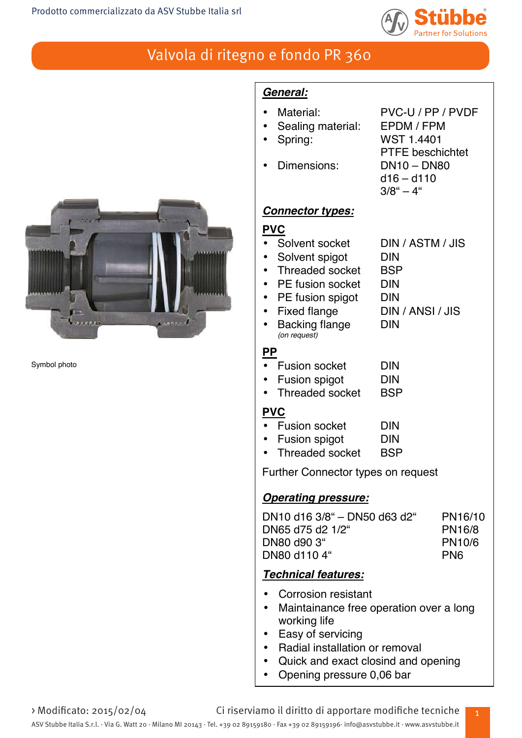Prodotto commercializzato da ASV Stubbe Italia srl

# Valvola di ritegno e fondo PR 360

Symbol photo

## *General:*

- Material: PVC-U / PP / PVDF
- Sealing material: EPDM / FPM
- Spring: WST 1.4401 PTFE beschichtet
- Dimensions: DN10 – DN80, d16 – d110, 3/8" – 4"

## *Connector types:*

### PVC

| | |
|---|---|
| • Solvent socket | DIN / ASTM / JIS |
| • Solvent spigot | DIN |
| • Threaded socket | BSP |
| • PE fusion socket | DIN |
| • PE fusion spigot | DIN |
| • Fixed flange | DIN / ANSI / JIS |
| • Backing flange *(on request)* | DIN |

### PP

| | |
|---|---|
| • Fusion socket | DIN |
| • Fusion spigot | DIN |
| • Threaded socket | BSP |

### PVC

| | |
|---|---|
| • Fusion socket | DIN |
| • Fusion spigot | DIN |
| • Threaded socket | BSP |

Further Connector types on request

## *Operating pressure:*

| | |
|---|---|
| DN10 d16 3/8" – DN50 d63 d2" | PN16/10 |
| DN65 d75 d2 1/2" | PN16/8 |
| DN80 d90 3" | PN10/6 |
| DN80 d110 4" | PN6 |

## *Technical features:*

- Corrosion resistant
- Maintainance free operation over a long working life
- Easy of servicing
- Radial installation or removal
- Quick and exact closind and opening
- Opening pressure 0,06 bar

› Modificato: 2015/02/04 Ci riserviamo il diritto di apportare modifiche tecniche

ASV Stubbe Italia S.r.l. · Via G. Watt 20 · Milano MI 20143 · Tel. +39 02 89159180 · Fax +39 02 89159196· info@asvstubbe.it · www.asvstubbe.it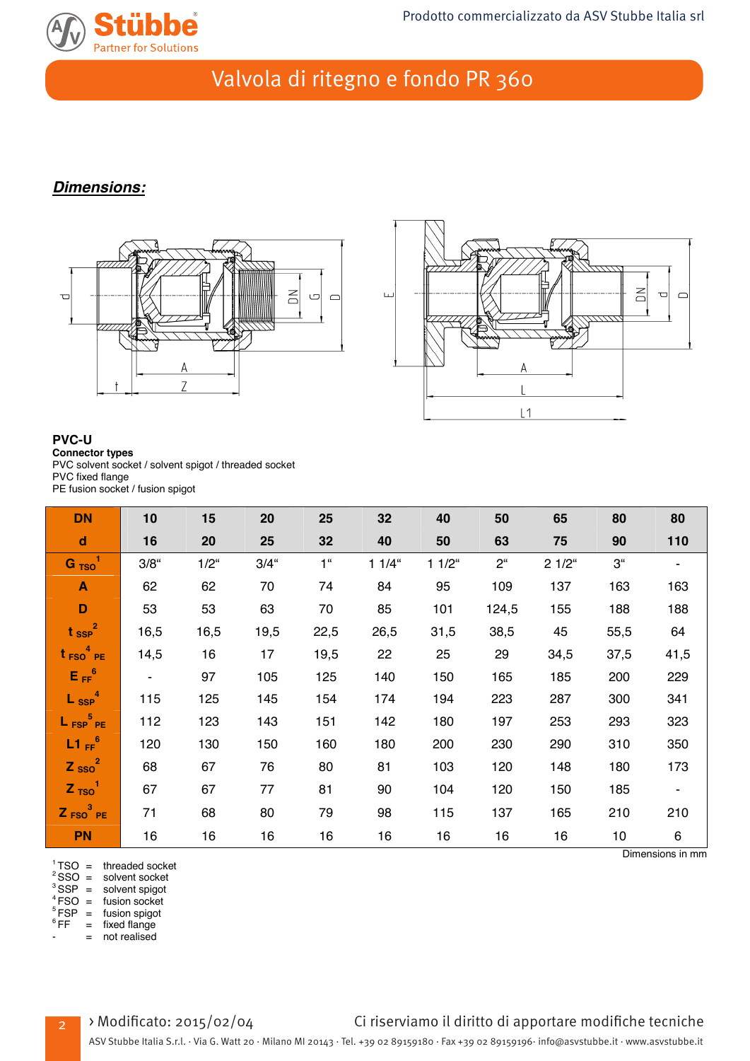# Valvola di ritegno e fondo PR 360

## *Dimensions:*

**PVC-U**

**Connector types**

PVC solvent socket / solvent spigot / threaded socket
PVC fixed flange
PE fusion socket / fusion spigot

| DN | 10 | 15 | 20 | 25 | 32 | 40 | 50 | 65 | 80 | 80 |
|---|---|---|---|---|---|---|---|---|---|---|
| **d** | **16** | **20** | **25** | **32** | **40** | **50** | **63** | **75** | **90** | **110** |
| **G TSO** [1] | 3/8" | 1/2" | 3/4" | 1" | 1 1/4" | 1 1/2" | 2" | 2 1/2" | 3" | - |
| **A** | 62 | 62 | 70 | 74 | 84 | 95 | 109 | 137 | 163 | 163 |
| **D** | 53 | 53 | 63 | 70 | 85 | 101 | 124,5 | 155 | 188 | 188 |
| **t SSP** [2] | 16,5 | 16,5 | 19,5 | 22,5 | 26,5 | 31,5 | 38,5 | 45 | 55,5 | 64 |
| **t FSO** [4] **PE** | 14,5 | 16 | 17 | 19,5 | 22 | 25 | 29 | 34,5 | 37,5 | 41,5 |
| **E FF** [6] | - | 97 | 105 | 125 | 140 | 150 | 165 | 185 | 200 | 229 |
| **L SSP** [4] | 115 | 125 | 145 | 154 | 174 | 194 | 223 | 287 | 300 | 341 |
| **L FSP** [5] **PE** | 112 | 123 | 143 | 151 | 142 | 180 | 197 | 253 | 293 | 323 |
| **L1 FF** [6] | 120 | 130 | 150 | 160 | 180 | 200 | 230 | 290 | 310 | 350 |
| **Z SSO** [2] | 68 | 67 | 76 | 80 | 81 | 103 | 120 | 148 | 180 | 173 |
| **Z TSO** [1] | 67 | 67 | 77 | 81 | 90 | 104 | 120 | 150 | 185 | - |
| **Z FSO** [3] **PE** | 71 | 68 | 80 | 79 | 98 | 115 | 137 | 165 | 210 | 210 |
| **PN** | 16 | 16 | 16 | 16 | 16 | 16 | 16 | 16 | 10 | 6 |

Dimensions in mm

[1] TSO = threaded socket
[2] SSO = solvent socket
[3] SSP = solvent spigot
[4] FSO = fusion socket
[5] FSP = fusion spigot
[6] FF = fixed flange
\- = not realised

› Modificato: 2015/02/04 — Ci riserviamo il diritto di apportare modifiche tecniche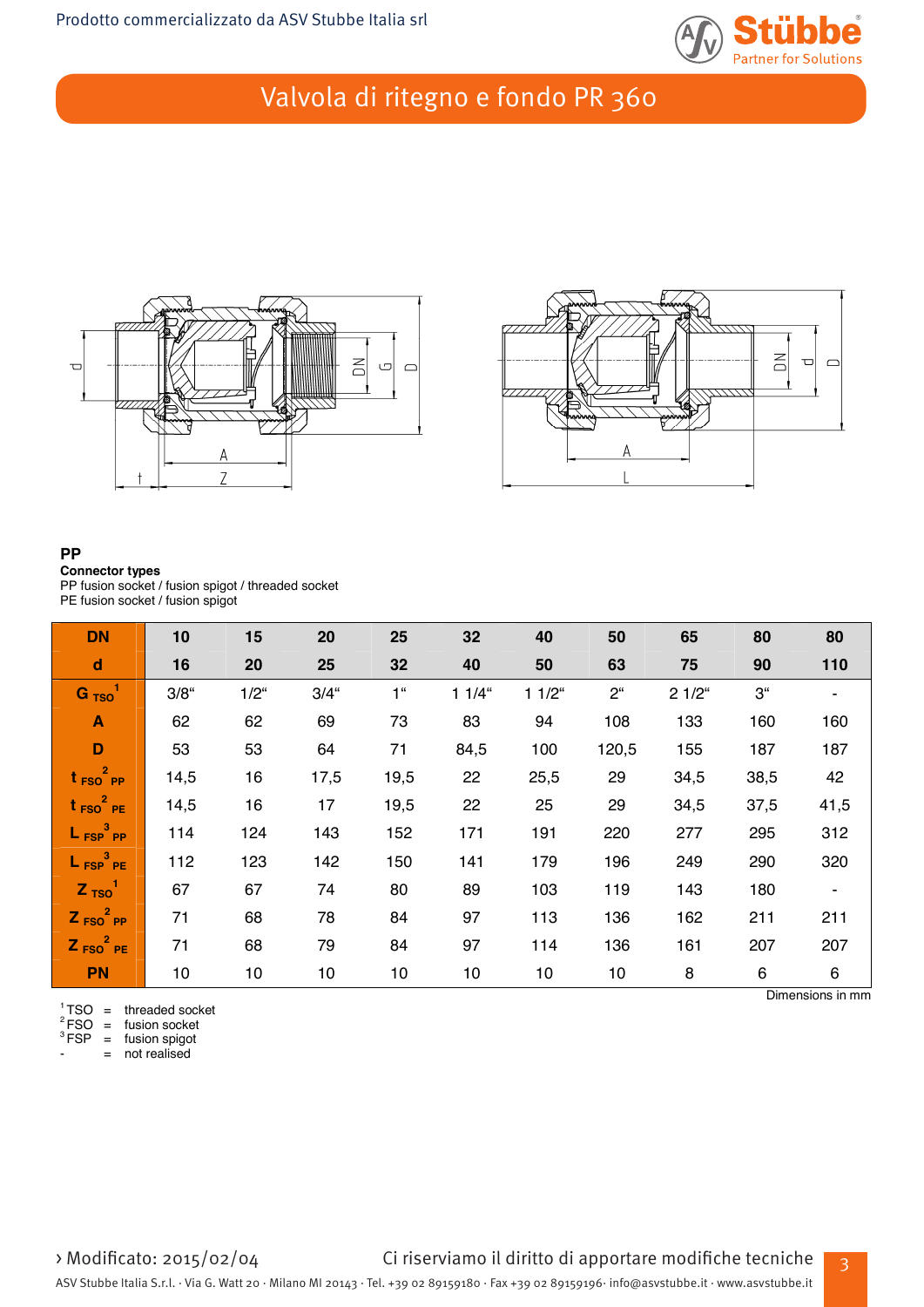# Valvola di ritegno e fondo PR 360

**PP**

**Connector types**
PP fusion socket / fusion spigot / threaded socket
PE fusion socket / fusion spigot

| DN | 10 | 15 | 20 | 25 | 32 | 40 | 50 | 65 | 80 | 80 |
|---|---|---|---|---|---|---|---|---|---|---|
| d | 16 | 20 | 25 | 32 | 40 | 50 | 63 | 75 | 90 | 110 |
| G TSO[1] | 3/8“ | 1/2“ | 3/4“ | 1“ | 1 1/4“ | 1 1/2“ | 2“ | 2 1/2“ | 3“ | - |
| A | 62 | 62 | 69 | 73 | 83 | 94 | 108 | 133 | 160 | 160 |
| D | 53 | 53 | 64 | 71 | 84,5 | 100 | 120,5 | 155 | 187 | 187 |
| t FSO[2] PP | 14,5 | 16 | 17,5 | 19,5 | 22 | 25,5 | 29 | 34,5 | 38,5 | 42 |
| t FSO[2] PE | 14,5 | 16 | 17 | 19,5 | 22 | 25 | 29 | 34,5 | 37,5 | 41,5 |
| L FSP[3] PP | 114 | 124 | 143 | 152 | 171 | 191 | 220 | 277 | 295 | 312 |
| L FSP[3] PE | 112 | 123 | 142 | 150 | 141 | 179 | 196 | 249 | 290 | 320 |
| Z TSO[1] | 67 | 67 | 74 | 80 | 89 | 103 | 119 | 143 | 180 | - |
| Z FSO[2] PP | 71 | 68 | 78 | 84 | 97 | 113 | 136 | 162 | 211 | 211 |
| Z FSO[2] PE | 71 | 68 | 79 | 84 | 97 | 114 | 136 | 161 | 207 | 207 |
| PN | 10 | 10 | 10 | 10 | 10 | 10 | 10 | 8 | 6 | 6 |

Dimensions in mm

[1] TSO = threaded socket
[2] FSO = fusion socket
[3] FSP = fusion spigot
\- = not realised

› Modificato: 2015/02/04

Ci riserviamo il diritto di apportare modifiche tecniche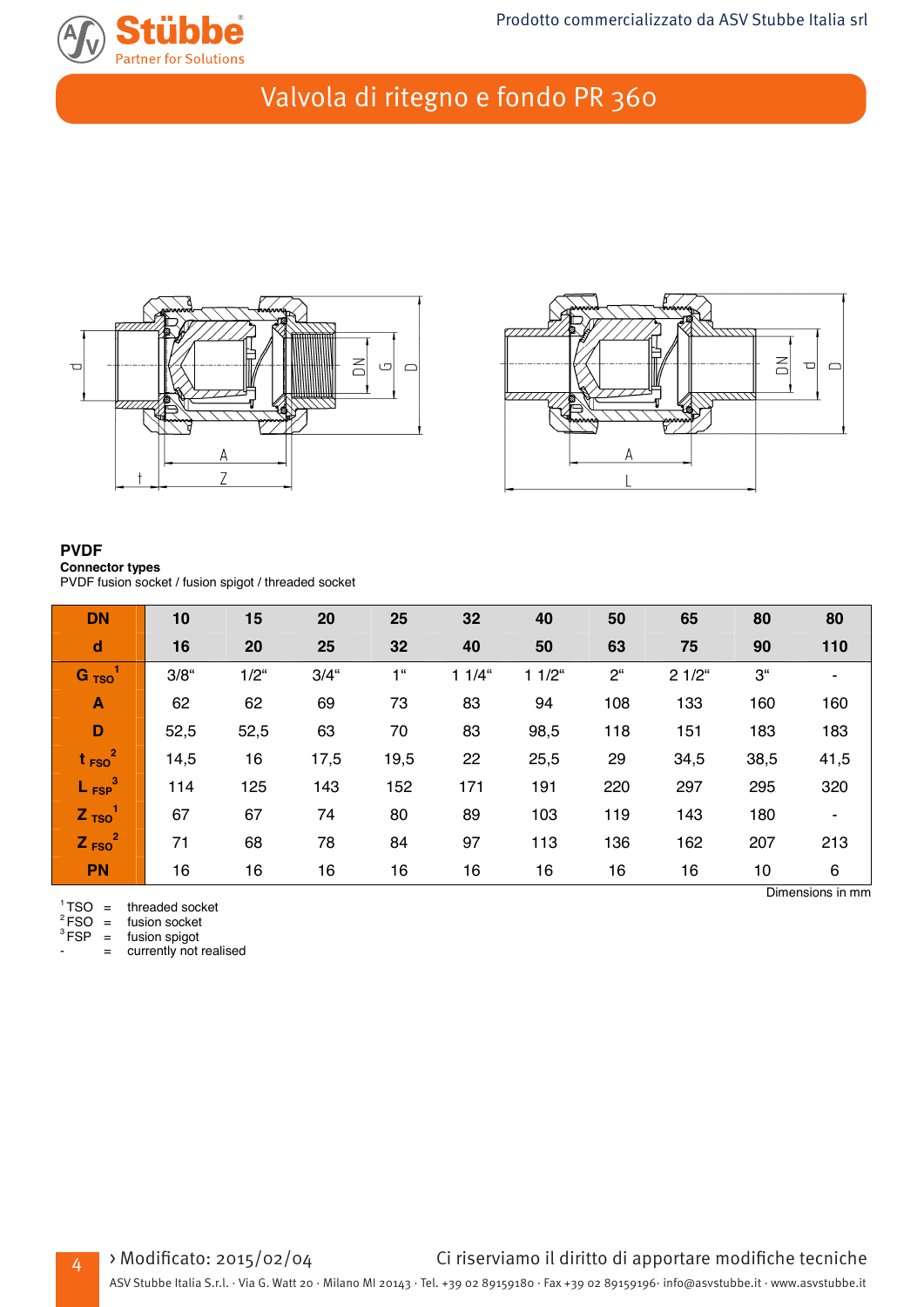# Valvola di ritegno e fondo PR 360

**PVDF**
**Connector types**
PVDF fusion socket / fusion spigot / threaded socket

| DN | 10 | 15 | 20 | 25 | 32 | 40 | 50 | 65 | 80 | 80 |
|---|---|---|---|---|---|---|---|---|---|---|
| d | 16 | 20 | 25 | 32 | 40 | 50 | 63 | 75 | 90 | 110 |
| $G_{TSO}$ [1] | 3/8“ | 1/2“ | 3/4“ | 1“ | 1 1/4“ | 1 1/2“ | 2“ | 2 1/2“ | 3“ | - |
| A | 62 | 62 | 69 | 73 | 83 | 94 | 108 | 133 | 160 | 160 |
| D | 52,5 | 52,5 | 63 | 70 | 83 | 98,5 | 118 | 151 | 183 | 183 |
| $t_{FSO}$ [2] | 14,5 | 16 | 17,5 | 19,5 | 22 | 25,5 | 29 | 34,5 | 38,5 | 41,5 |
| $L_{FSP}$ [3] | 114 | 125 | 143 | 152 | 171 | 191 | 220 | 297 | 295 | 320 |
| $Z_{TSO}$ [1] | 67 | 67 | 74 | 80 | 89 | 103 | 119 | 143 | 180 | - |
| $Z_{FSO}$ [2] | 71 | 68 | 78 | 84 | 97 | 113 | 136 | 162 | 207 | 213 |
| PN | 16 | 16 | 16 | 16 | 16 | 16 | 16 | 16 | 10 | 6 |

Dimensions in mm

[1] TSO = threaded socket
[2] FSO = fusion socket
[3] FSP = fusion spigot
\- = currently not realised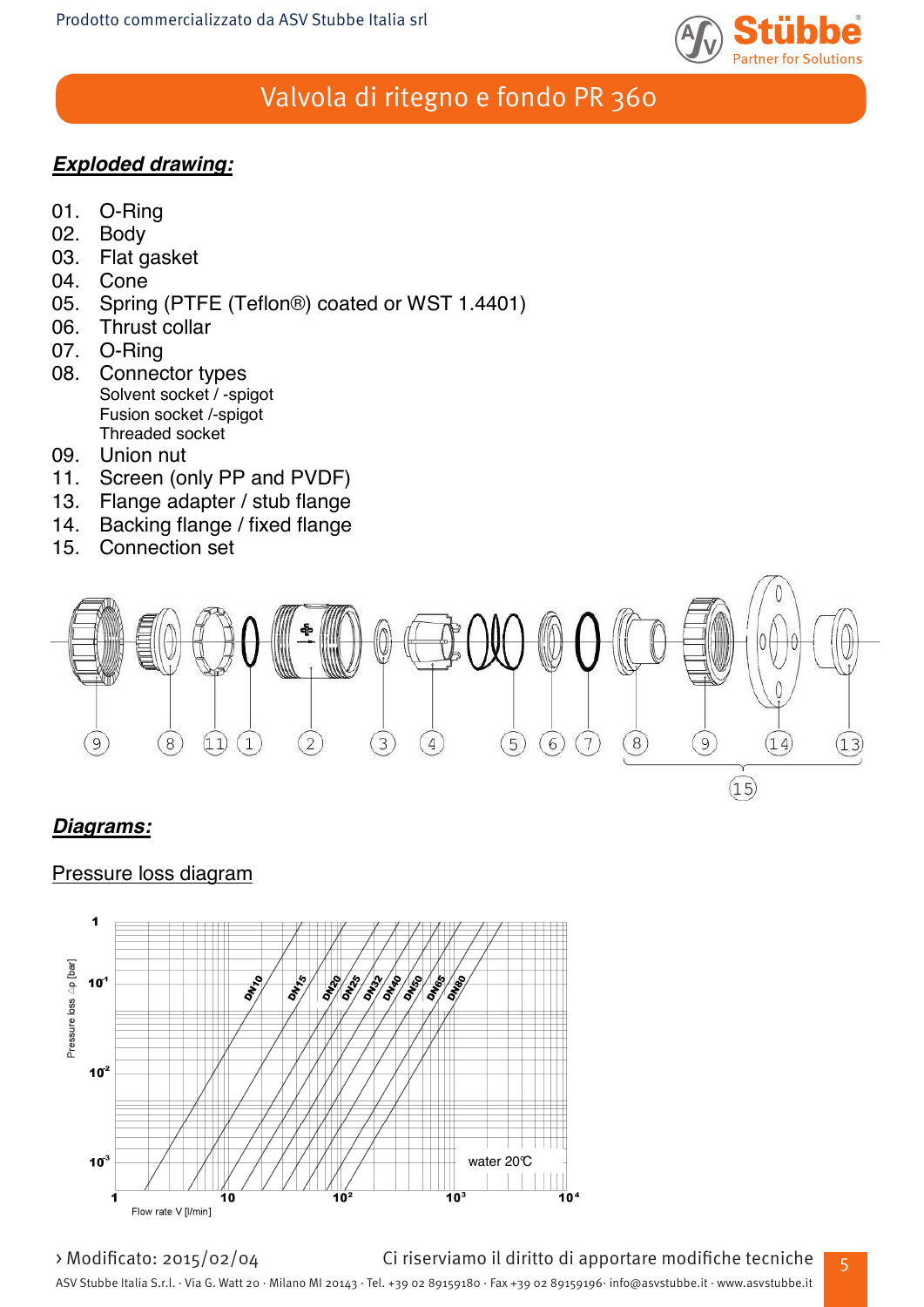# Valvola di ritegno e fondo PR 360

## *Exploded drawing:*

01. O-Ring
02. Body
03. Flat gasket
04. Cone
05. Spring (PTFE (Teflon®) coated or WST 1.4401)
06. Thrust collar
07. O-Ring
08. Connector types
    Solvent socket / -spigot
    Fusion socket /-spigot
    Threaded socket
09. Union nut
11. Screen (only PP and PVDF)
13. Flange adapter / stub flange
14. Backing flange / fixed flange
15. Connection set

9 8 11 1 2 3 4 5 6 7 8 9 14 13

15

## *Diagrams:*

### Pressure loss diagram

Pressure loss Δp [bar]

1

$10^{-1}$

$10^{-2}$

$10^{-3}$

DN10 DN15 DN20 DN25 DN32 DN40 DN50 DN65 DN80

water 20°C

1 10 $10^2$ $10^3$ $10^4$

Flow rate V [l/min]

› Modificato: 2015/02/04

Ci riserviamo il diritto di apportare modifiche tecniche

ASV Stubbe Italia S.r.l. · Via G. Watt 20 · Milano MI 20143 · Tel. +39 02 89159180 · Fax +39 02 89159196· info@asvstubbe.it · www.asvstubbe.it